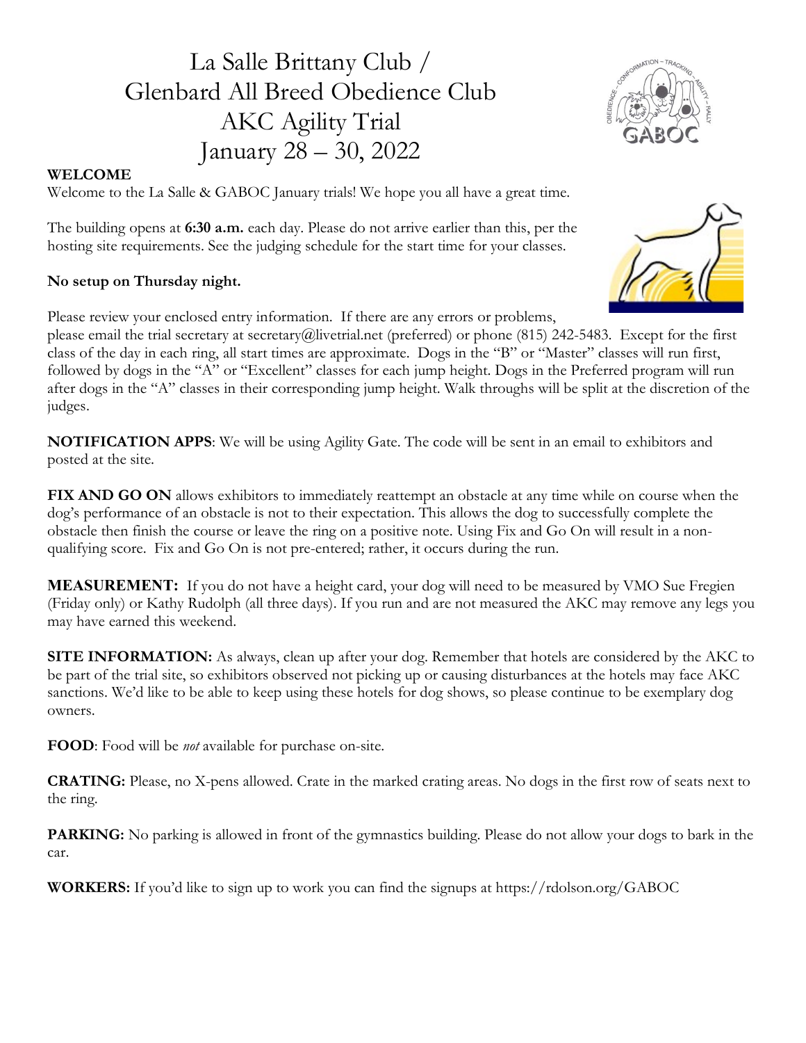# La Salle Brittany Club / Glenbard All Breed Obedience Club AKC Agility Trial January 28 – 30, 2022

**WELCOME**

Welcome to the La Salle & GABOC January trials! We hope you all have a great time.

The building opens at **6:30 a.m.** each day. Please do not arrive earlier than this, per the hosting site requirements. See the judging schedule for the start time for your classes.

**No setup on Thursday night.**

Please review your enclosed entry information. If there are any errors or problems, please email the trial secretary at secretary@livetrial.net (preferred) or phone (815) 242-5483. Except for the first class of the day in each ring, all start times are approximate. Dogs in the "B" or "Master" classes will run first, followed by dogs in the "A" or "Excellent" classes for each jump height. Dogs in the Preferred program will run after dogs in the "A" classes in their corresponding jump height. Walk throughs will be split at the discretion of the judges.

**NOTIFICATION APPS**: We will be using Agility Gate. The code will be sent in an email to exhibitors and posted at the site.

**FIX AND GO ON** allows exhibitors to immediately reattempt an obstacle at any time while on course when the dog's performance of an obstacle is not to their expectation. This allows the dog to successfully complete the obstacle then finish the course or leave the ring on a positive note. Using Fix and Go On will result in a non-qualifying score. Fix and Go On is not pre-entered; rather, it occurs during the run.

**MEASUREMENT:** If you do not have a height card, your dog will need to be measured by VMO Sue Fregien (Friday only) or Kathy Rudolph (all three days). If you run and are not measured the AKC may remove any legs you may have earned this weekend.

**SITE INFORMATION:** As always, clean up after your dog. Remember that hotels are considered by the AKC to be part of the trial site, so exhibitors observed not picking up or causing disturbances at the hotels may face AKC sanctions. We'd like to be able to keep using these hotels for dog shows, so please continue to be exemplary dog owners.

**FOOD**: Food will be *not* available for purchase on-site.

**CRATING:** Please, no X-pens allowed. Crate in the marked crating areas. No dogs in the first row of seats next to the ring.

**PARKING:** No parking is allowed in front of the gymnastics building. Please do not allow your dogs to bark in the car.

**WORKERS:** If you'd like to sign up to work you can find the signups at https://rdolson.org/GABOC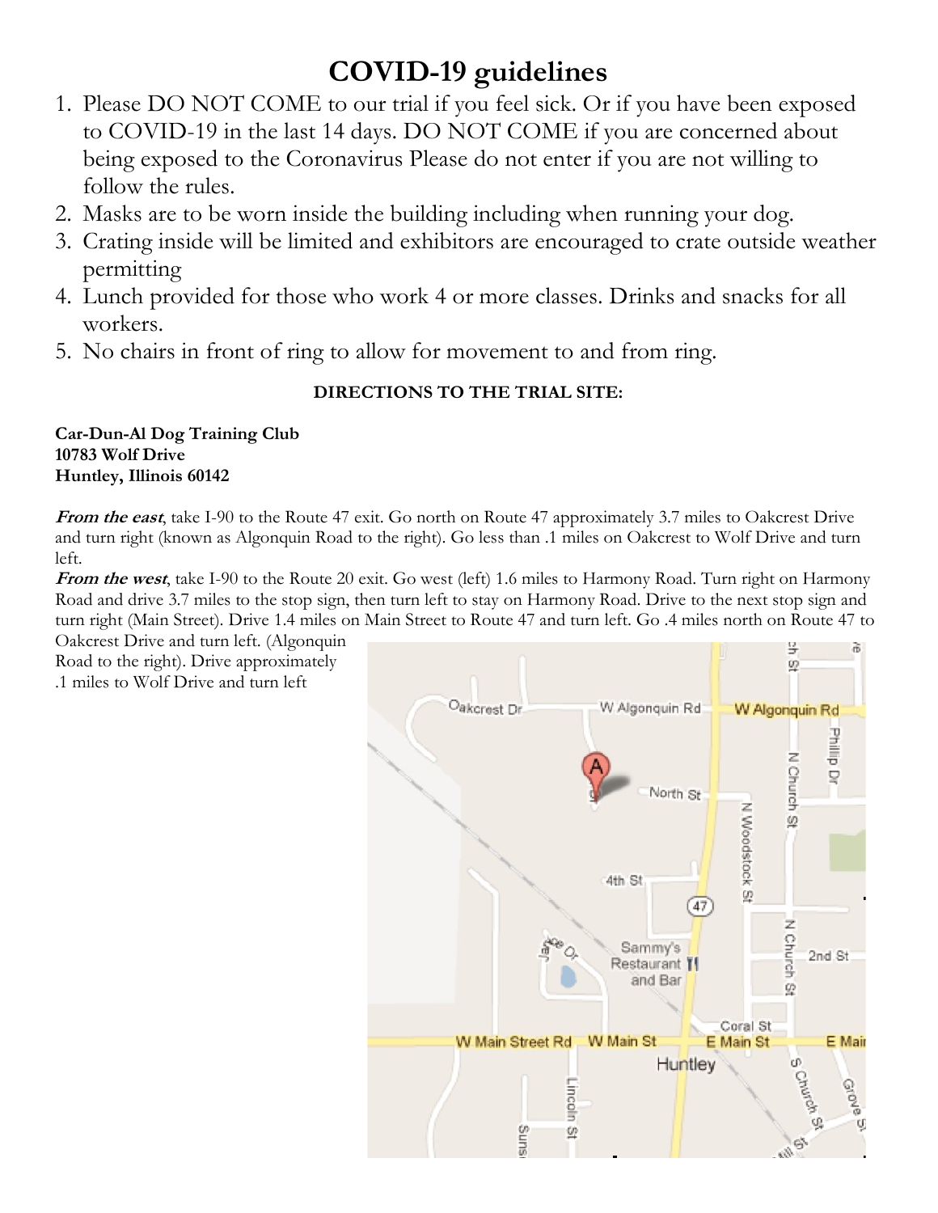# COVID-19 guidelines

1. Please DO NOT COME to our trial if you feel sick. Or if you have been exposed to COVID-19 in the last 14 days. DO NOT COME if you are concerned about being exposed to the Coronavirus Please do not enter if you are not willing to follow the rules.
2. Masks are to be worn inside the building including when running your dog.
3. Crating inside will be limited and exhibitors are encouraged to crate outside weather permitting
4. Lunch provided for those who work 4 or more classes. Drinks and snacks for all workers.
5. No chairs in front of ring to allow for movement to and from ring.

**DIRECTIONS TO THE TRIAL SITE:**

**Car-Dun-Al Dog Training Club**
**10783 Wolf Drive**
**Huntley, Illinois 60142**

***From the east***, take I-90 to the Route 47 exit. Go north on Route 47 approximately 3.7 miles to Oakcrest Drive and turn right (known as Algonquin Road to the right). Go less than .1 miles on Oakcrest to Wolf Drive and turn left.

***From the west***, take I-90 to the Route 20 exit. Go west (left) 1.6 miles to Harmony Road. Turn right on Harmony Road and drive 3.7 miles to the stop sign, then turn left to stay on Harmony Road. Drive to the next stop sign and turn right (Main Street). Drive 1.4 miles on Main Street to Route 47 and turn left. Go .4 miles north on Route 47 to Oakcrest Drive and turn left. (Algonquin Road to the right). Drive approximately .1 miles to Wolf Drive and turn left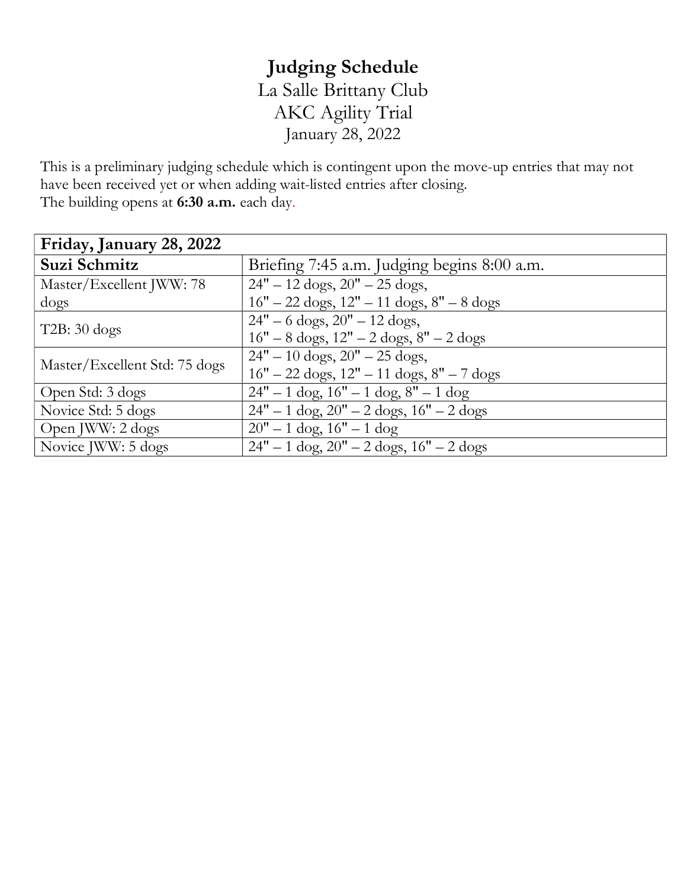# Judging Schedule

La Salle Brittany Club
AKC Agility Trial
January 28, 2022

This is a preliminary judging schedule which is contingent upon the move-up entries that may not have been received yet or when adding wait-listed entries after closing.
The building opens at **6:30 a.m.** each day.

| **Friday, January 28, 2022** | |
|---|---|
| **Suzi Schmitz** | Briefing 7:45 a.m. Judging begins 8:00 a.m. |
| Master/Excellent JWW: 78 dogs | 24" – 12 dogs, 20" – 25 dogs, 16" – 22 dogs, 12" – 11 dogs, 8" – 8 dogs |
| T2B: 30 dogs | 24" – 6 dogs, 20" – 12 dogs, 16" – 8 dogs, 12" – 2 dogs, 8" – 2 dogs |
| Master/Excellent Std: 75 dogs | 24" – 10 dogs, 20" – 25 dogs, 16" – 22 dogs, 12" – 11 dogs, 8" – 7 dogs |
| Open Std: 3 dogs | 24" – 1 dog, 16" – 1 dog, 8" – 1 dog |
| Novice Std: 5 dogs | 24" – 1 dog, 20" – 2 dogs, 16" – 2 dogs |
| Open JWW: 2 dogs | 20" – 1 dog, 16" – 1 dog |
| Novice JWW: 5 dogs | 24" – 1 dog, 20" – 2 dogs, 16" – 2 dogs |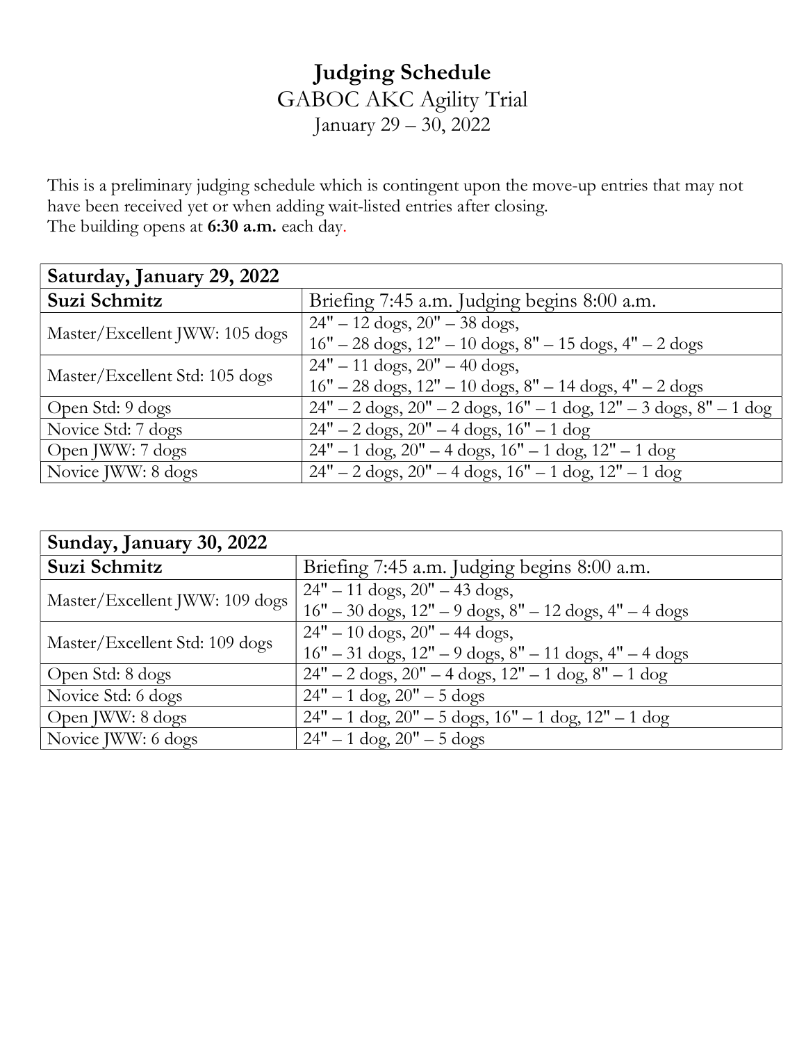# Judging Schedule

## GABOC AKC Agility Trial

## January 29 – 30, 2022

This is a preliminary judging schedule which is contingent upon the move-up entries that may not have been received yet or when adding wait-listed entries after closing.
The building opens at **6:30 a.m.** each day.

| Saturday, January 29, 2022 | |
|---|---|
| **Suzi Schmitz** | Briefing 7:45 a.m. Judging begins 8:00 a.m. |
| Master/Excellent JWW: 105 dogs | 24" – 12 dogs, 20" – 38 dogs, 16" – 28 dogs, 12" – 10 dogs, 8" – 15 dogs, 4" – 2 dogs |
| Master/Excellent Std: 105 dogs | 24" – 11 dogs, 20" – 40 dogs, 16" – 28 dogs, 12" – 10 dogs, 8" – 14 dogs, 4" – 2 dogs |
| Open Std: 9 dogs | 24" – 2 dogs, 20" – 2 dogs, 16" – 1 dog, 12" – 3 dogs, 8" – 1 dog |
| Novice Std: 7 dogs | 24" – 2 dogs, 20" – 4 dogs, 16" – 1 dog |
| Open JWW: 7 dogs | 24" – 1 dog, 20" – 4 dogs, 16" – 1 dog, 12" – 1 dog |
| Novice JWW: 8 dogs | 24" – 2 dogs, 20" – 4 dogs, 16" – 1 dog, 12" – 1 dog |

| Sunday, January 30, 2022 | |
|---|---|
| **Suzi Schmitz** | Briefing 7:45 a.m. Judging begins 8:00 a.m. |
| Master/Excellent JWW: 109 dogs | 24" – 11 dogs, 20" – 43 dogs, 16" – 30 dogs, 12" – 9 dogs, 8" – 12 dogs, 4" – 4 dogs |
| Master/Excellent Std: 109 dogs | 24" – 10 dogs, 20" – 44 dogs, 16" – 31 dogs, 12" – 9 dogs, 8" – 11 dogs, 4" – 4 dogs |
| Open Std: 8 dogs | 24" – 2 dogs, 20" – 4 dogs, 12" – 1 dog, 8" – 1 dog |
| Novice Std: 6 dogs | 24" – 1 dog, 20" – 5 dogs |
| Open JWW: 8 dogs | 24" – 1 dog, 20" – 5 dogs, 16" – 1 dog, 12" – 1 dog |
| Novice JWW: 6 dogs | 24" – 1 dog, 20" – 5 dogs |